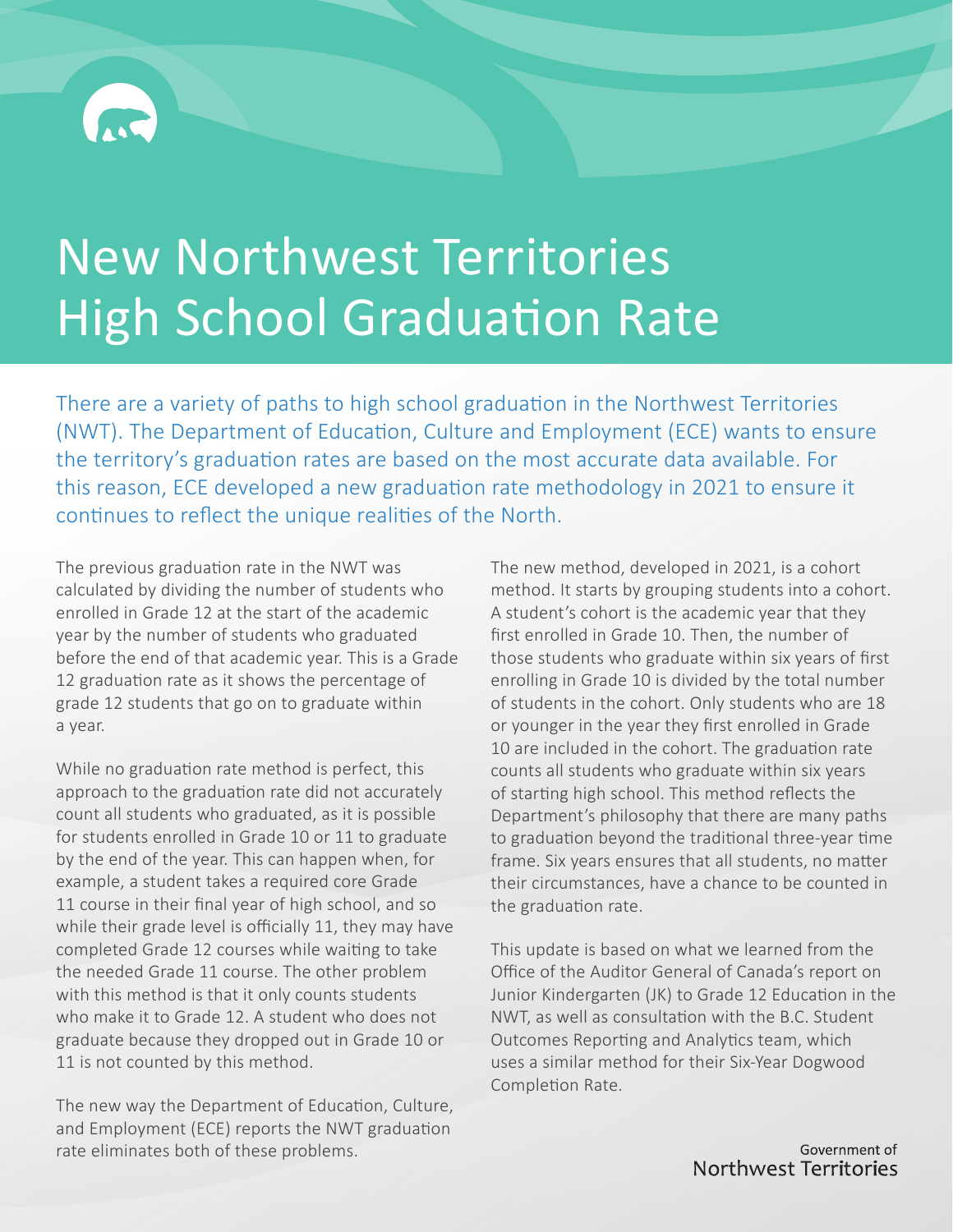# New Northwest Territories High School Graduation Rate

There are a variety of paths to high school graduation in the Northwest Territories (NWT). The Department of Education, Culture and Employment (ECE) wants to ensure the territory's graduation rates are based on the most accurate data available. For this reason, ECE developed a new graduation rate methodology in 2021 to ensure it continues to reflect the unique realities of the North.

The previous graduation rate in the NWT was calculated by dividing the number of students who enrolled in Grade 12 at the start of the academic year by the number of students who graduated before the end of that academic year. This is a Grade 12 graduation rate as it shows the percentage of grade 12 students that go on to graduate within a year.

While no graduation rate method is perfect, this approach to the graduation rate did not accurately count all students who graduated, as it is possible for students enrolled in Grade 10 or 11 to graduate by the end of the year. This can happen when, for example, a student takes a required core Grade 11 course in their final year of high school, and so while their grade level is officially 11, they may have completed Grade 12 courses while waiting to take the needed Grade 11 course. The other problem with this method is that it only counts students who make it to Grade 12. A student who does not graduate because they dropped out in Grade 10 or 11 is not counted by this method.

The new way the Department of Education, Culture, and Employment (ECE) reports the NWT graduation rate eliminates both of these problems.

The new method, developed in 2021, is a cohort method. It starts by grouping students into a cohort. A student's cohort is the academic year that they first enrolled in Grade 10. Then, the number of those students who graduate within six years of first enrolling in Grade 10 is divided by the total number of students in the cohort. Only students who are 18 or younger in the year they first enrolled in Grade 10 are included in the cohort. The graduation rate counts all students who graduate within six years of starting high school. This method reflects the Department's philosophy that there are many paths to graduation beyond the traditional three-year time frame. Six years ensures that all students, no matter their circumstances, have a chance to be counted in the graduation rate.

This update is based on what we learned from the Office of the Auditor General of Canada's report on Junior Kindergarten (JK) to Grade 12 Education in the NWT, as well as consultation with the B.C. Student Outcomes Reporting and Analytics team, which uses a similar method for their Six-Year Dogwood Completion Rate.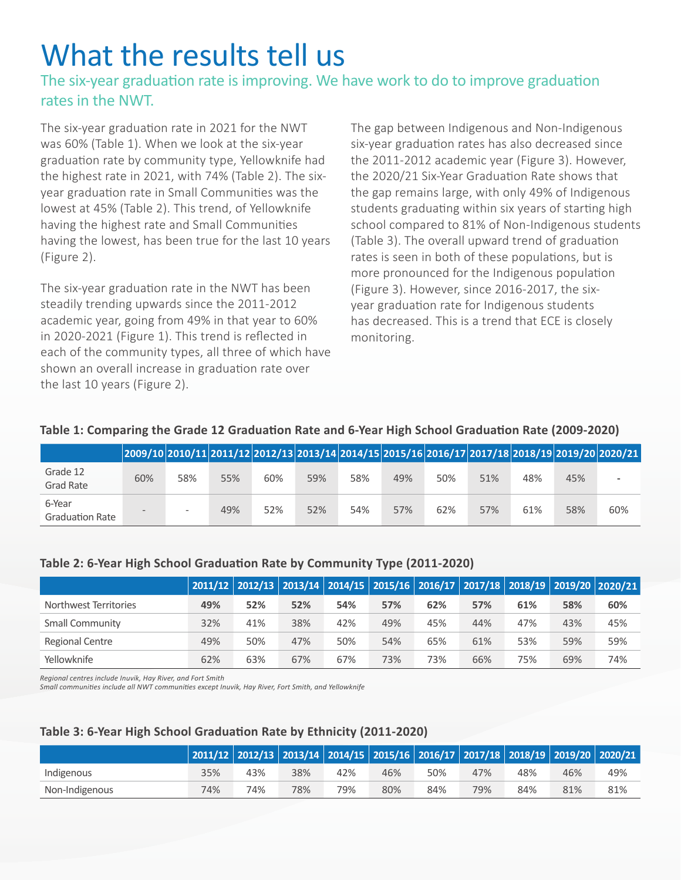# What the results tell us

## The six-year graduation rate is improving. We have work to do to improve graduation rates in the NWT.

The six-year graduation rate in 2021 for the NWT was 60% (Table 1). When we look at the six-year graduation rate by community type, Yellowknife had the highest rate in 2021, with 74% (Table 2). The six-year graduation rate in Small Communities was the lowest at 45% (Table 2). This trend, of Yellowknife having the highest rate and Small Communities having the lowest, has been true for the last 10 years (Figure 2).

The six-year graduation rate in the NWT has been steadily trending upwards since the 2011-2012 academic year, going from 49% in that year to 60% in 2020-2021 (Figure 1). This trend is reflected in each of the community types, all three of which have shown an overall increase in graduation rate over the last 10 years (Figure 2).

The gap between Indigenous and Non-Indigenous six-year graduation rates has also decreased since the 2011-2012 academic year (Figure 3). However, the 2020/21 Six-Year Graduation Rate shows that the gap remains large, with only 49% of Indigenous students graduating within six years of starting high school compared to 81% of Non-Indigenous students (Table 3). The overall upward trend of graduation rates is seen in both of these populations, but is more pronounced for the Indigenous population (Figure 3). However, since 2016-2017, the six-year graduation rate for Indigenous students has decreased. This is a trend that ECE is closely monitoring.

**Table 1: Comparing the Grade 12 Graduation Rate and 6-Year High School Graduation Rate (2009-2020)**

| | 2009/10 | 2010/11 | 2011/12 | 2012/13 | 2013/14 | 2014/15 | 2015/16 | 2016/17 | 2017/18 | 2018/19 | 2019/20 | 2020/21 |
|---|---|---|---|---|---|---|---|---|---|---|---|---|
| Grade 12 Grad Rate | 60% | 58% | 55% | 60% | 59% | 58% | 49% | 50% | 51% | 48% | 45% | - |
| 6-Year Graduation Rate | - | - | 49% | 52% | 52% | 54% | 57% | 62% | 57% | 61% | 58% | 60% |

**Table 2: 6-Year High School Graduation Rate by Community Type (2011-2020)**

| | 2011/12 | 2012/13 | 2013/14 | 2014/15 | 2015/16 | 2016/17 | 2017/18 | 2018/19 | 2019/20 | 2020/21 |
|---|---|---|---|---|---|---|---|---|---|---|
| Northwest Territories | **49%** | **52%** | **52%** | **54%** | **57%** | **62%** | **57%** | **61%** | **58%** | **60%** |
| Small Community | 32% | 41% | 38% | 42% | 49% | 45% | 44% | 47% | 43% | 45% |
| Regional Centre | 49% | 50% | 47% | 50% | 54% | 65% | 61% | 53% | 59% | 59% |
| Yellowknife | 62% | 63% | 67% | 67% | 73% | 73% | 66% | 75% | 69% | 74% |

*Regional centres include Inuvik, Hay River, and Fort Smith*
*Small communities include all NWT communities except Inuvik, Hay River, Fort Smith, and Yellowknife*

**Table 3: 6-Year High School Graduation Rate by Ethnicity (2011-2020)**

| | 2011/12 | 2012/13 | 2013/14 | 2014/15 | 2015/16 | 2016/17 | 2017/18 | 2018/19 | 2019/20 | 2020/21 |
|---|---|---|---|---|---|---|---|---|---|---|
| Indigenous | 35% | 43% | 38% | 42% | 46% | 50% | 47% | 48% | 46% | 49% |
| Non-Indigenous | 74% | 74% | 78% | 79% | 80% | 84% | 79% | 84% | 81% | 81% |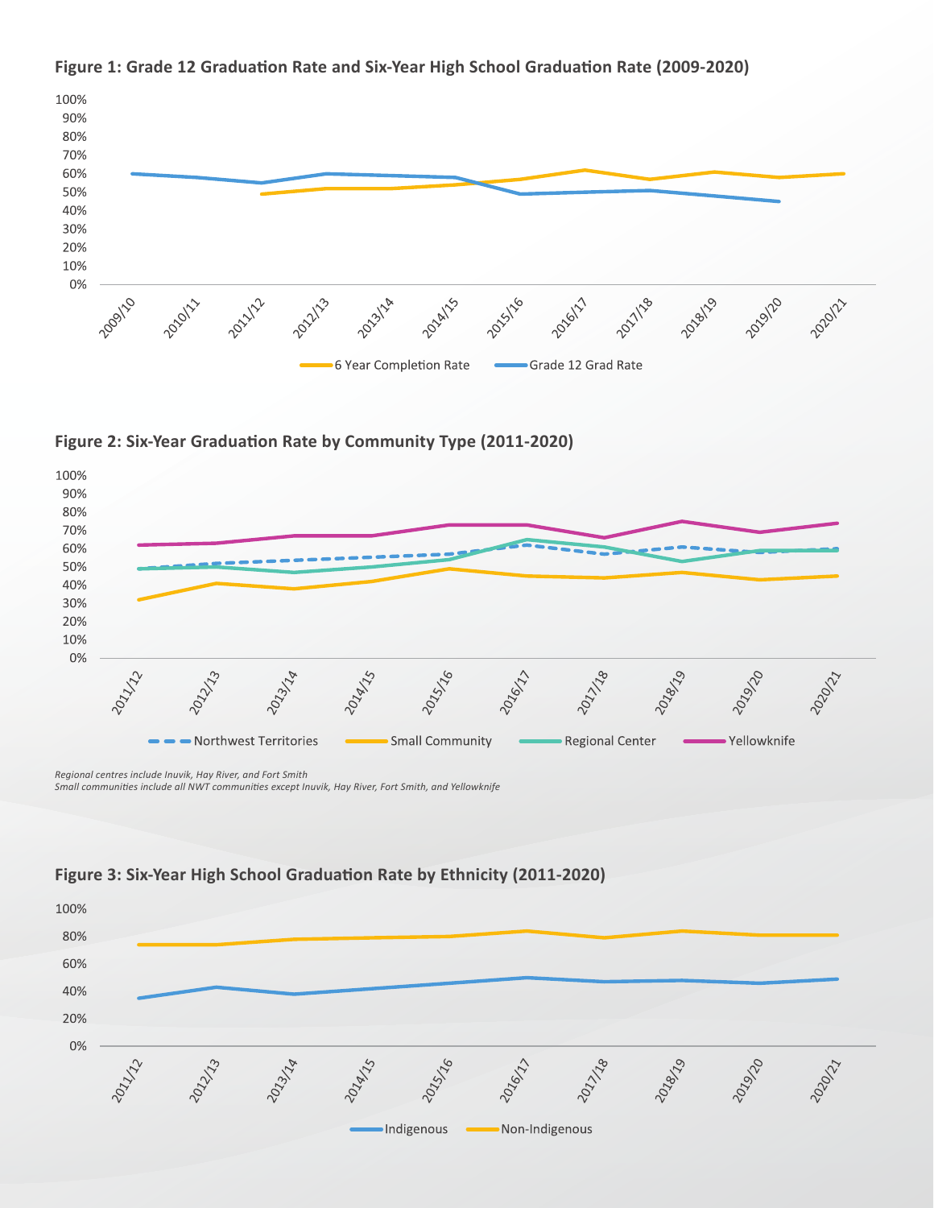**Figure 1: Grade 12 Graduation Rate and Six-Year High School Graduation Rate (2009-2020)**

100%
90%
80%
70%
60%
50%
40%
30%
20%
10%
0%

2009/10
2010/11
2011/12
2012/13
2013/14
2014/15
2015/16
2016/17
2017/18
2018/19
2019/20
2020/21

6 Year Completion Rate
Grade 12 Grad Rate

**Figure 2: Six-Year Graduation Rate by Community Type (2011-2020)**

100%
90%
80%
70%
60%
50%
40%
30%
20%
10%
0%

2011/12
2012/13
2013/14
2014/15
2015/16
2016/17
2017/18
2018/19
2019/20
2020/21

Northwest Territories
Small Community
Regional Center
Yellowknife

*Regional centres include Inuvik, Hay River, and Fort Smith*
*Small communities include all NWT communities except Inuvik, Hay River, Fort Smith, and Yellowknife*

**Figure 3: Six-Year High School Graduation Rate by Ethnicity (2011-2020)**

100%
80%
60%
40%
20%
0%

2011/12
2012/13
2013/14
2014/15
2015/16
2016/17
2017/18
2018/19
2019/20
2020/21

Indigenous
Non-Indigenous